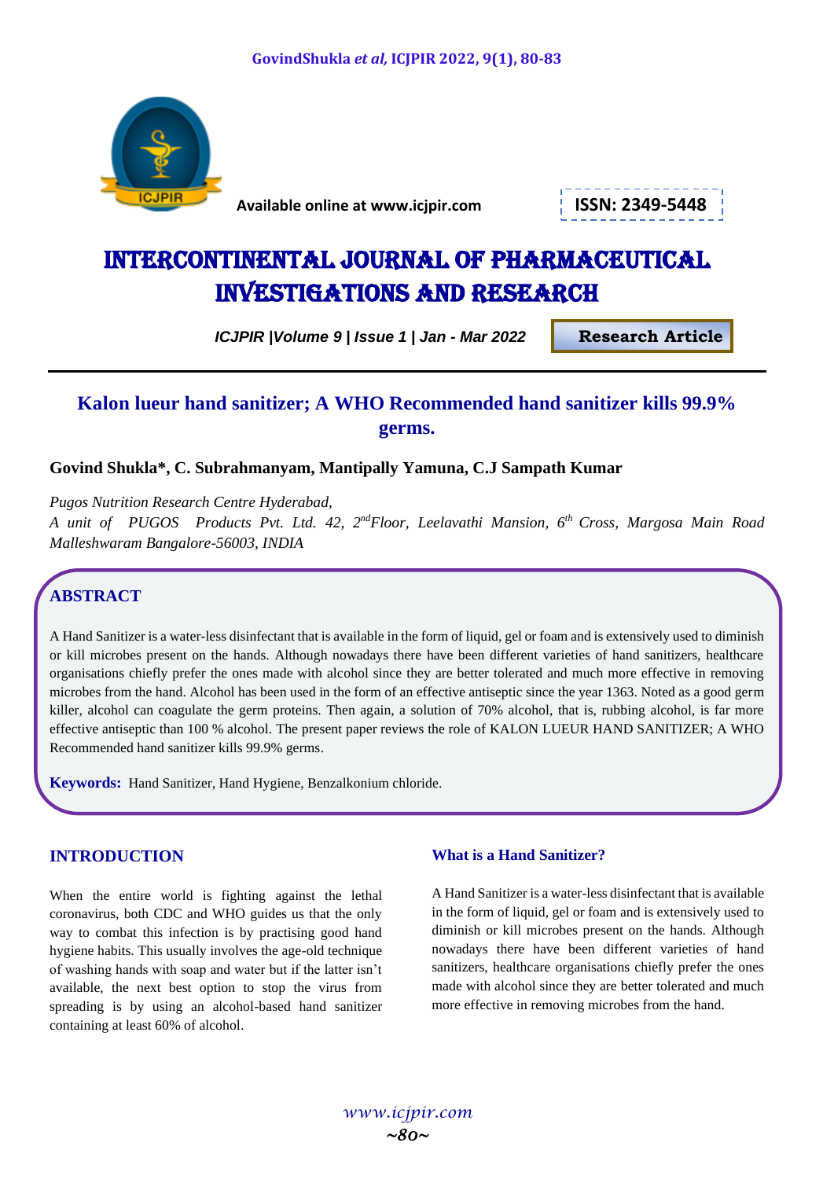Available online at www.icjpir.com

ISSN: 2349-5448

# INTERCONTINENTAL JOURNAL OF PHARMACEUTICAL INVESTIGATIONS AND RESEARCH

*ICJPIR |Volume 9 | Issue 1 | Jan - Mar 2022*

**Research Article**

## Kalon lueur hand sanitizer; A WHO Recommended hand sanitizer kills 99.9% germs.

**Govind Shukla\*, C. Subrahmanyam, Mantipally Yamuna, C.J Sampath Kumar**

*Pugos Nutrition Research Centre Hyderabad,*
*A unit of PUGOS Products Pvt. Ltd. 42, 2nd Floor, Leelavathi Mansion, 6th Cross, Margosa Main Road Malleshwaram Bangalore-56003, INDIA*

## ABSTRACT

A Hand Sanitizer is a water-less disinfectant that is available in the form of liquid, gel or foam and is extensively used to diminish or kill microbes present on the hands. Although nowadays there have been different varieties of hand sanitizers, healthcare organisations chiefly prefer the ones made with alcohol since they are better tolerated and much more effective in removing microbes from the hand. Alcohol has been used in the form of an effective antiseptic since the year 1363. Noted as a good germ killer, alcohol can coagulate the germ proteins. Then again, a solution of 70% alcohol, that is, rubbing alcohol, is far more effective antiseptic than 100 % alcohol. The present paper reviews the role of KALON LUEUR HAND SANITIZER; A WHO Recommended hand sanitizer kills 99.9% germs.

**Keywords:** Hand Sanitizer, Hand Hygiene, Benzalkonium chloride.

## INTRODUCTION

When the entire world is fighting against the lethal coronavirus, both CDC and WHO guides us that the only way to combat this infection is by practising good hand hygiene habits. This usually involves the age-old technique of washing hands with soap and water but if the latter isn't available, the next best option to stop the virus from spreading is by using an alcohol-based hand sanitizer containing at least 60% of alcohol.

### What is a Hand Sanitizer?

A Hand Sanitizer is a water-less disinfectant that is available in the form of liquid, gel or foam and is extensively used to diminish or kill microbes present on the hands. Although nowadays there have been different varieties of hand sanitizers, healthcare organisations chiefly prefer the ones made with alcohol since they are better tolerated and much more effective in removing microbes from the hand.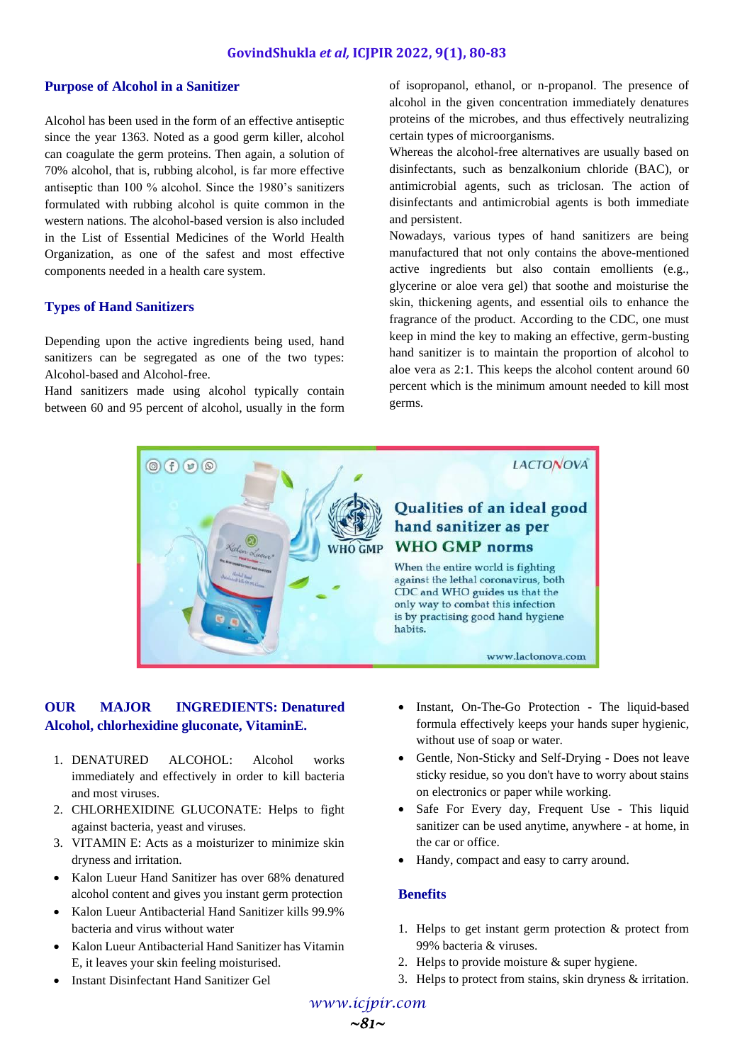## Purpose of Alcohol in a Sanitizer

Alcohol has been used in the form of an effective antiseptic since the year 1363. Noted as a good germ killer, alcohol can coagulate the germ proteins. Then again, a solution of 70% alcohol, that is, rubbing alcohol, is far more effective antiseptic than 100 % alcohol. Since the 1980's sanitizers formulated with rubbing alcohol is quite common in the western nations. The alcohol-based version is also included in the List of Essential Medicines of the World Health Organization, as one of the safest and most effective components needed in a health care system.

## Types of Hand Sanitizers

Depending upon the active ingredients being used, hand sanitizers can be segregated as one of the two types: Alcohol-based and Alcohol-free.

Hand sanitizers made using alcohol typically contain between 60 and 95 percent of alcohol, usually in the form of isopropanol, ethanol, or n-propanol. The presence of alcohol in the given concentration immediately denatures proteins of the microbes, and thus effectively neutralizing certain types of microorganisms.

Whereas the alcohol-free alternatives are usually based on disinfectants, such as benzalkonium chloride (BAC), or antimicrobial agents, such as triclosan. The action of disinfectants and antimicrobial agents is both immediate and persistent.

Nowadays, various types of hand sanitizers are being manufactured that not only contains the above-mentioned active ingredients but also contain emollients (e.g., glycerine or aloe vera gel) that soothe and moisturise the skin, thickening agents, and essential oils to enhance the fragrance of the product. According to the CDC, one must keep in mind the key to making an effective, germ-busting hand sanitizer is to maintain the proportion of alcohol to aloe vera as 2:1. This keeps the alcohol content around 60 percent which is the minimum amount needed to kill most germs.

LACTONOVA

**Qualities of an ideal good hand sanitizer as per WHO GMP norms**

When the entire world is fighting against the lethal coronavirus, both CDC and WHO guides us that the only way to combat this infection is by practising good hand hygiene habits.

www.lactonova.com

## OUR MAJOR INGREDIENTS: Denatured Alcohol, chlorhexidine gluconate, VitaminE.

1. DENATURED ALCOHOL: Alcohol works immediately and effectively in order to kill bacteria and most viruses.
2. CHLORHEXIDINE GLUCONATE: Helps to fight against bacteria, yeast and viruses.
3. VITAMIN E: Acts as a moisturizer to minimize skin dryness and irritation.

- Kalon Lueur Hand Sanitizer has over 68% denatured alcohol content and gives you instant germ protection
- Kalon Lueur Antibacterial Hand Sanitizer kills 99.9% bacteria and virus without water
- Kalon Lueur Antibacterial Hand Sanitizer has Vitamin E, it leaves your skin feeling moisturised.
- Instant Disinfectant Hand Sanitizer Gel
- Instant, On-The-Go Protection - The liquid-based formula effectively keeps your hands super hygienic, without use of soap or water.
- Gentle, Non-Sticky and Self-Drying - Does not leave sticky residue, so you don't have to worry about stains on electronics or paper while working.
- Safe For Every day, Frequent Use - This liquid sanitizer can be used anytime, anywhere - at home, in the car or office.
- Handy, compact and easy to carry around.

## Benefits

1. Helps to get instant germ protection & protect from 99% bacteria & viruses.
2. Helps to provide moisture & super hygiene.
3. Helps to protect from stains, skin dryness & irritation.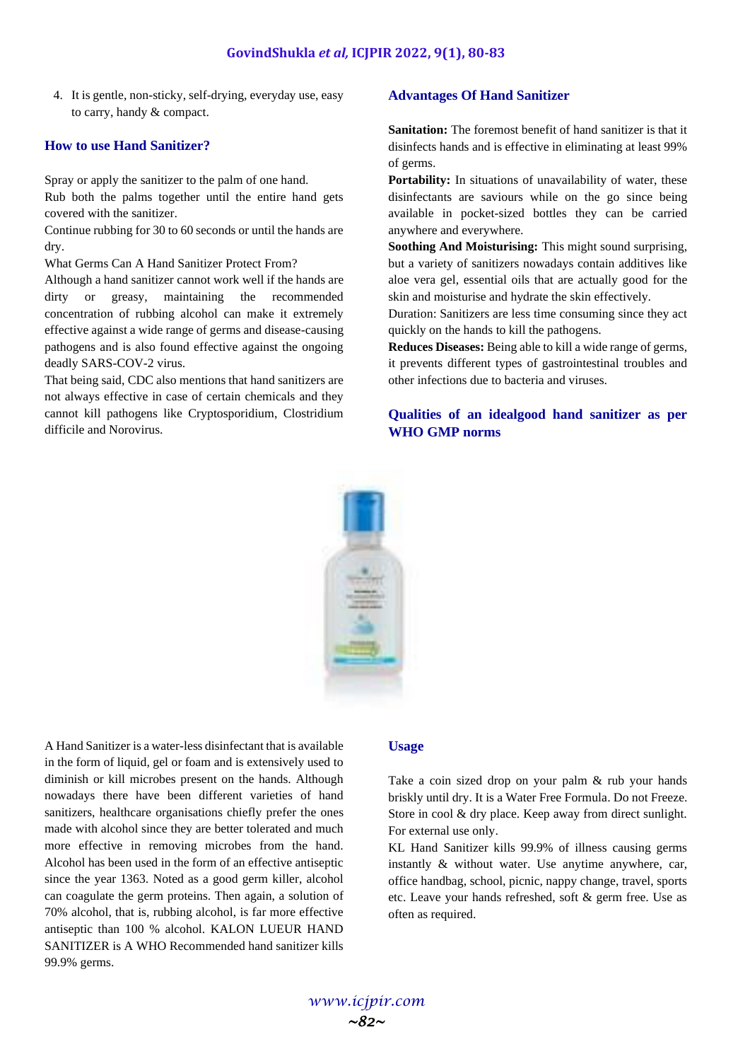4. It is gentle, non-sticky, self-drying, everyday use, easy to carry, handy & compact.

## How to use Hand Sanitizer?

Spray or apply the sanitizer to the palm of one hand.

Rub both the palms together until the entire hand gets covered with the sanitizer.

Continue rubbing for 30 to 60 seconds or until the hands are dry.

What Germs Can A Hand Sanitizer Protect From?

Although a hand sanitizer cannot work well if the hands are dirty or greasy, maintaining the recommended concentration of rubbing alcohol can make it extremely effective against a wide range of germs and disease-causing pathogens and is also found effective against the ongoing deadly SARS-COV-2 virus.

That being said, CDC also mentions that hand sanitizers are not always effective in case of certain chemicals and they cannot kill pathogens like Cryptosporidium, Clostridium difficile and Norovirus.

## Advantages Of Hand Sanitizer

**Sanitation:** The foremost benefit of hand sanitizer is that it disinfects hands and is effective in eliminating at least 99% of germs.

**Portability:** In situations of unavailability of water, these disinfectants are saviours while on the go since being available in pocket-sized bottles they can be carried anywhere and everywhere.

**Soothing And Moisturising:** This might sound surprising, but a variety of sanitizers nowadays contain additives like aloe vera gel, essential oils that are actually good for the skin and moisturise and hydrate the skin effectively.

Duration: Sanitizers are less time consuming since they act quickly on the hands to kill the pathogens.

**Reduces Diseases:** Being able to kill a wide range of germs, it prevents different types of gastrointestinal troubles and other infections due to bacteria and viruses.

## Qualities of an idealgood hand sanitizer as per WHO GMP norms

A Hand Sanitizer is a water-less disinfectant that is available in the form of liquid, gel or foam and is extensively used to diminish or kill microbes present on the hands. Although nowadays there have been different varieties of hand sanitizers, healthcare organisations chiefly prefer the ones made with alcohol since they are better tolerated and much more effective in removing microbes from the hand. Alcohol has been used in the form of an effective antiseptic since the year 1363. Noted as a good germ killer, alcohol can coagulate the germ proteins. Then again, a solution of 70% alcohol, that is, rubbing alcohol, is far more effective antiseptic than 100 % alcohol. KALON LUEUR HAND SANITIZER is A WHO Recommended hand sanitizer kills 99.9% germs.

## Usage

Take a coin sized drop on your palm & rub your hands briskly until dry. It is a Water Free Formula. Do not Freeze. Store in cool & dry place. Keep away from direct sunlight. For external use only.

KL Hand Sanitizer kills 99.9% of illness causing germs instantly & without water. Use anytime anywhere, car, office handbag, school, picnic, nappy change, travel, sports etc. Leave your hands refreshed, soft & germ free. Use as often as required.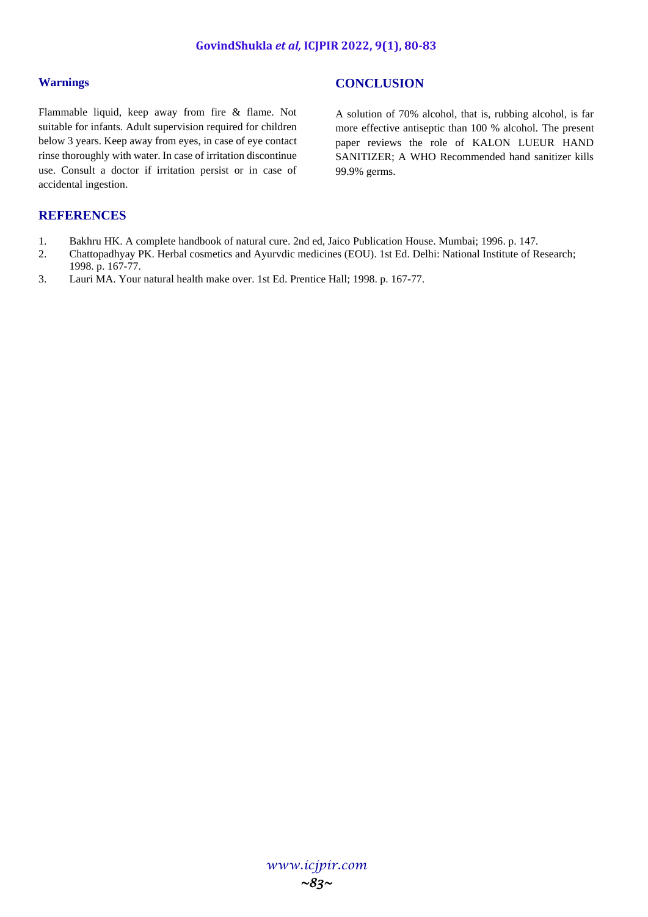## Warnings

Flammable liquid, keep away from fire & flame. Not suitable for infants. Adult supervision required for children below 3 years. Keep away from eyes, in case of eye contact rinse thoroughly with water. In case of irritation discontinue use. Consult a doctor if irritation persist or in case of accidental ingestion.

## CONCLUSION

A solution of 70% alcohol, that is, rubbing alcohol, is far more effective antiseptic than 100 % alcohol. The present paper reviews the role of KALON LUEUR HAND SANITIZER; A WHO Recommended hand sanitizer kills 99.9% germs.

## REFERENCES

1. Bakhru HK. A complete handbook of natural cure. 2nd ed, Jaico Publication House. Mumbai; 1996. p. 147.
2. Chattopadhyay PK. Herbal cosmetics and Ayurvdic medicines (EOU). 1st Ed. Delhi: National Institute of Research; 1998. p. 167-77.
3. Lauri MA. Your natural health make over. 1st Ed. Prentice Hall; 1998. p. 167-77.